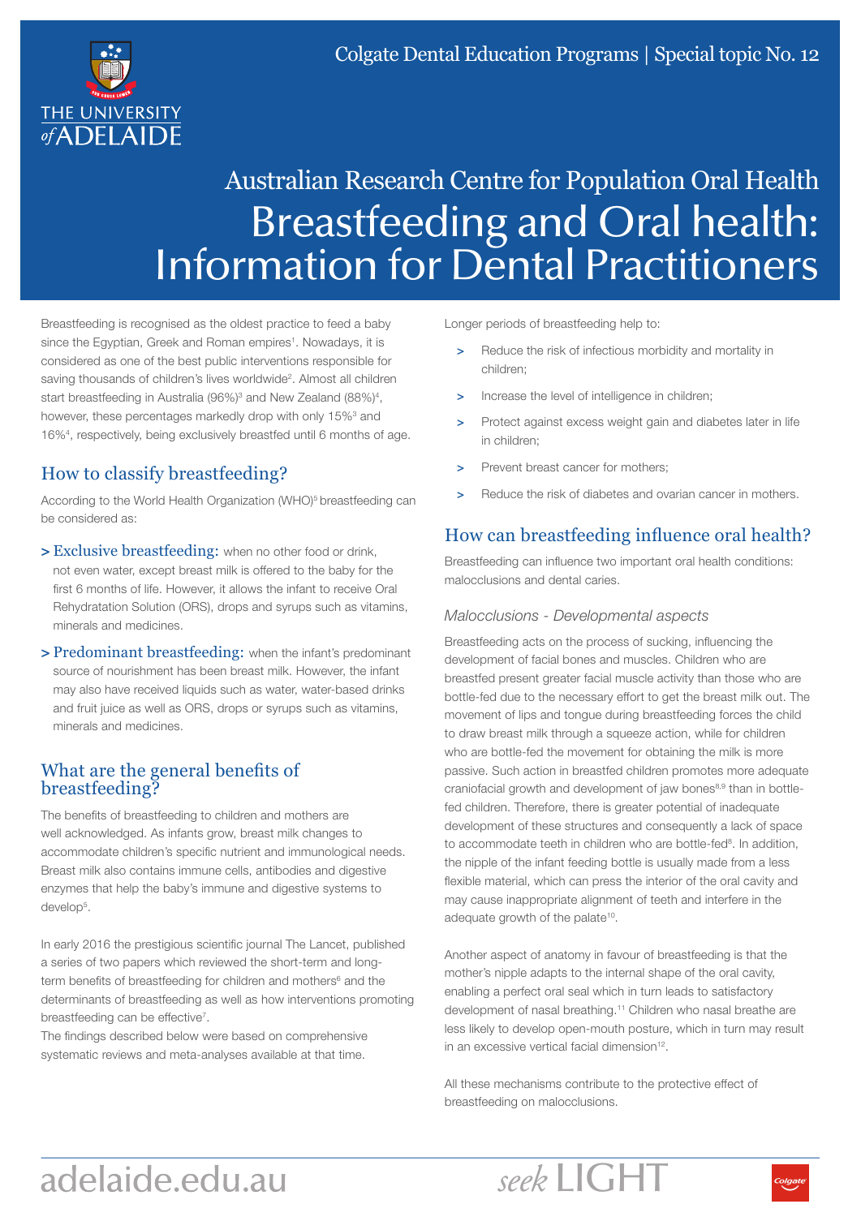Colgate Dental Education Programs | Special topic No. 12

## Australian Research Centre for Population Oral Health

# Breastfeeding and Oral health: Information for Dental Practitioners

Breastfeeding is recognised as the oldest practice to feed a baby since the Egyptian, Greek and Roman empires[1]. Nowadays, it is considered as one of the best public interventions responsible for saving thousands of children's lives worldwide[2]. Almost all children start breastfeeding in Australia (96%)[3] and New Zealand (88%)[4], however, these percentages markedly drop with only 15%[3] and 16%[4], respectively, being exclusively breastfed until 6 months of age.

## How to classify breastfeeding?

According to the World Health Organization (WHO)[5] breastfeeding can be considered as:

> **Exclusive breastfeeding:** when no other food or drink, not even water, except breast milk is offered to the baby for the first 6 months of life. However, it allows the infant to receive Oral Rehydratation Solution (ORS), drops and syrups such as vitamins, minerals and medicines.

> **Predominant breastfeeding:** when the infant's predominant source of nourishment has been breast milk. However, the infant may also have received liquids such as water, water-based drinks and fruit juice as well as ORS, drops or syrups such as vitamins, minerals and medicines.

## What are the general benefits of breastfeeding?

The benefits of breastfeeding to children and mothers are well acknowledged. As infants grow, breast milk changes to accommodate children's specific nutrient and immunological needs. Breast milk also contains immune cells, antibodies and digestive enzymes that help the baby's immune and digestive systems to develop[5].

In early 2016 the prestigious scientific journal The Lancet, published a series of two papers which reviewed the short-term and long-term benefits of breastfeeding for children and mothers[6] and the determinants of breastfeeding as well as how interventions promoting breastfeeding can be effective[7].
The findings described below were based on comprehensive systematic reviews and meta-analyses available at that time.

Longer periods of breastfeeding help to:

- Reduce the risk of infectious morbidity and mortality in children;
- Increase the level of intelligence in children;
- Protect against excess weight gain and diabetes later in life in children;
- Prevent breast cancer for mothers;
- Reduce the risk of diabetes and ovarian cancer in mothers.

## How can breastfeeding influence oral health?

Breastfeeding can influence two important oral health conditions: malocclusions and dental caries.

### *Malocclusions - Developmental aspects*

Breastfeeding acts on the process of sucking, influencing the development of facial bones and muscles. Children who are breastfed present greater facial muscle activity than those who are bottle-fed due to the necessary effort to get the breast milk out. The movement of lips and tongue during breastfeeding forces the child to draw breast milk through a squeeze action, while for children who are bottle-fed the movement for obtaining the milk is more passive. Such action in breastfed children promotes more adequate craniofacial growth and development of jaw bones[8,9] than in bottle-fed children. Therefore, there is greater potential of inadequate development of these structures and consequently a lack of space to accommodate teeth in children who are bottle-fed[8]. In addition, the nipple of the infant feeding bottle is usually made from a less flexible material, which can press the interior of the oral cavity and may cause inappropriate alignment of teeth and interfere in the adequate growth of the palate[10].

Another aspect of anatomy in favour of breastfeeding is that the mother's nipple adapts to the internal shape of the oral cavity, enabling a perfect oral seal which in turn leads to satisfactory development of nasal breathing.[11] Children who nasal breathe are less likely to develop open-mouth posture, which in turn may result in an excessive vertical facial dimension[12].

All these mechanisms contribute to the protective effect of breastfeeding on malocclusions.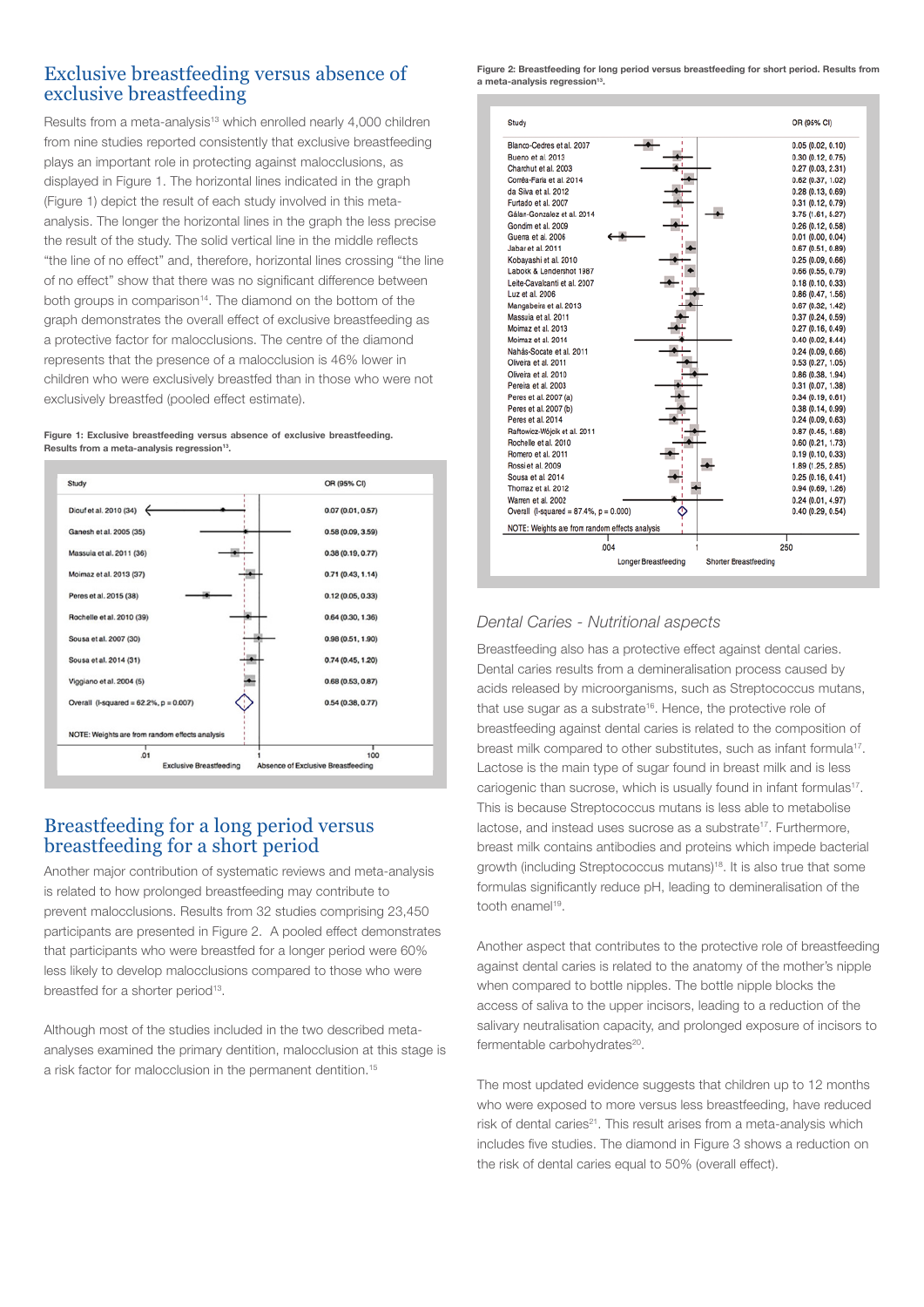## Exclusive breastfeeding versus absence of exclusive breastfeeding

Results from a meta-analysis[13] which enrolled nearly 4,000 children from nine studies reported consistently that exclusive breastfeeding plays an important role in protecting against malocclusions, as displayed in Figure 1. The horizontal lines indicated in the graph (Figure 1) depict the result of each study involved in this meta-analysis. The longer the horizontal lines in the graph the less precise the result of the study. The solid vertical line in the middle reflects "the line of no effect" and, therefore, horizontal lines crossing "the line of no effect" show that there was no significant difference between both groups in comparison[14]. The diamond on the bottom of the graph demonstrates the overall effect of exclusive breastfeeding as a protective factor for malocclusions. The centre of the diamond represents that the presence of a malocclusion is 46% lower in children who were exclusively breastfed than in those who were not exclusively breastfed (pooled effect estimate).

**Figure 1: Exclusive breastfeeding versus absence of exclusive breastfeeding. Results from a meta-analysis regression[13].**

| Study | OR (95% CI) |
|---|---|
| Dicuf et al. 2010 (34) | 0.07 (0.01, 0.57) |
| Ganesh et al. 2005 (35) | 0.58 (0.09, 3.59) |
| Massuia et al. 2011 (36) | 0.38 (0.19, 0.77) |
| Moimaz et al. 2013 (37) | 0.71 (0.43, 1.14) |
| Peres et al. 2015 (38) | 0.12 (0.05, 0.33) |
| Rochelle et al. 2010 (39) | 0.64 (0.30, 1.36) |
| Sousa et al. 2007 (30) | 0.98 (0.51, 1.90) |
| Sousa et al. 2014 (31) | 0.74 (0.45, 1.20) |
| Viggiano et al. 2004 (5) | 0.68 (0.53, 0.87) |
| Overall (I-squared = 62.2%, p = 0.007) | 0.54 (0.38, 0.77) |

NOTE: Weights are from random effects analysis

Axis: .01 — 1 — 100; Exclusive Breastfeeding — Absence of Exclusive Breastfeeding

## Breastfeeding for a long period versus breastfeeding for a short period

Another major contribution of systematic reviews and meta-analysis is related to how prolonged breastfeeding may contribute to prevent malocclusions. Results from 32 studies comprising 23,450 participants are presented in Figure 2. A pooled effect demonstrates that participants who were breastfed for a longer period were 60% less likely to develop malocclusions compared to those who were breastfed for a shorter period[13].

Although most of the studies included in the two described meta-analyses examined the primary dentition, malocclusion at this stage is a risk factor for malocclusion in the permanent dentition.[15]

**Figure 2: Breastfeeding for long period versus breastfeeding for short period. Results from a meta-analysis regression[13].**

| Study | OR (95% CI) |
|---|---|
| Blanco-Cedres et al. 2007 | 0.05 (0.02, 0.10) |
| Bueno et al. 2013 | 0.30 (0.12, 0.75) |
| Charchut et al. 2003 | 0.27 (0.03, 2.31) |
| Corrêa-Faria et al. 2014 | 0.62 (0.37, 1.02) |
| da Silva et al. 2012 | 0.28 (0.13, 0.69) |
| Furtado et al. 2007 | 0.31 (0.12, 0.79) |
| Gálan-Gonzalez et al. 2014 | 3.75 (1.61, 8.27) |
| Gondim et al. 2009 | 0.26 (0.12, 0.58) |
| Guerra et al. 2006 | 0.01 (0.00, 0.04) |
| Jabar et al. 2011 | 0.67 (0.51, 0.89) |
| Kobayashi et al. 2010 | 0.25 (0.09, 0.66) |
| Labotk & Lendershot 1987 | 0.66 (0.55, 0.79) |
| Leite-Cavalcanti et al. 2007 | 0.18 (0.10, 0.33) |
| Luz et al. 2006 | 0.86 (0.47, 1.56) |
| Mangabeira et al. 2013 | 0.67 (0.32, 1.42) |
| Massuia et al. 2011 | 0.37 (0.24, 0.59) |
| Moimaz et al. 2013 | 0.27 (0.16, 0.49) |
| Moimaz et al. 2014 | 0.40 (0.02, 8.44) |
| Nahás-Socate et al. 2011 | 0.24 (0.09, 0.66) |
| Oliveira et al. 2011 | 0.53 (0.27, 1.05) |
| Oliveira et al. 2010 | 0.86 (0.38, 1.94) |
| Pereira et al. 2003 | 0.31 (0.07, 1.38) |
| Peres et al. 2007 (a) | 0.34 (0.19, 0.61) |
| Peres et al. 2007 (b) | 0.38 (0.14, 0.99) |
| Peres et al. 2014 | 0.24 (0.09, 0.63) |
| Raftowicz-Wójcik et al. 2011 | 0.87 (0.45, 1.68) |
| Rochelle et al. 2010 | 0.60 (0.21, 1.73) |
| Romero et al. 2011 | 0.19 (0.10, 0.33) |
| Rossi et al. 2009 | 1.89 (1.25, 2.85) |
| Sousa et al. 2014 | 0.25 (0.16, 0.41) |
| Thomaz et al. 2012 | 0.94 (0.69, 1.26) |
| Warren et al. 2002 | 0.24 (0.01, 4.97) |
| Overall (I-squared = 87.4%, p = 0.000) | 0.40 (0.29, 0.54) |

NOTE: Weights are from random effects analysis

Axis: .004 — 1 — 250; Longer Breastfeeding — Shorter Breastfeeding

### *Dental Caries - Nutritional aspects*

Breastfeeding also has a protective effect against dental caries. Dental caries results from a demineralisation process caused by acids released by microorganisms, such as Streptococcus mutans, that use sugar as a substrate[16]. Hence, the protective role of breastfeeding against dental caries is related to the composition of breast milk compared to other substitutes, such as infant formula[17]. Lactose is the main type of sugar found in breast milk and is less cariogenic than sucrose, which is usually found in infant formulas[17]. This is because Streptococcus mutans is less able to metabolise lactose, and instead uses sucrose as a substrate[17]. Furthermore, breast milk contains antibodies and proteins which impede bacterial growth (including Streptococcus mutans)[18]. It is also true that some formulas significantly reduce pH, leading to demineralisation of the tooth enamel[19].

Another aspect that contributes to the protective role of breastfeeding against dental caries is related to the anatomy of the mother's nipple when compared to bottle nipples. The bottle nipple blocks the access of saliva to the upper incisors, leading to a reduction of the salivary neutralisation capacity, and prolonged exposure of incisors to fermentable carbohydrates[20].

The most updated evidence suggests that children up to 12 months who were exposed to more versus less breastfeeding, have reduced risk of dental caries[21]. This result arises from a meta-analysis which includes five studies. The diamond in Figure 3 shows a reduction on the risk of dental caries equal to 50% (overall effect).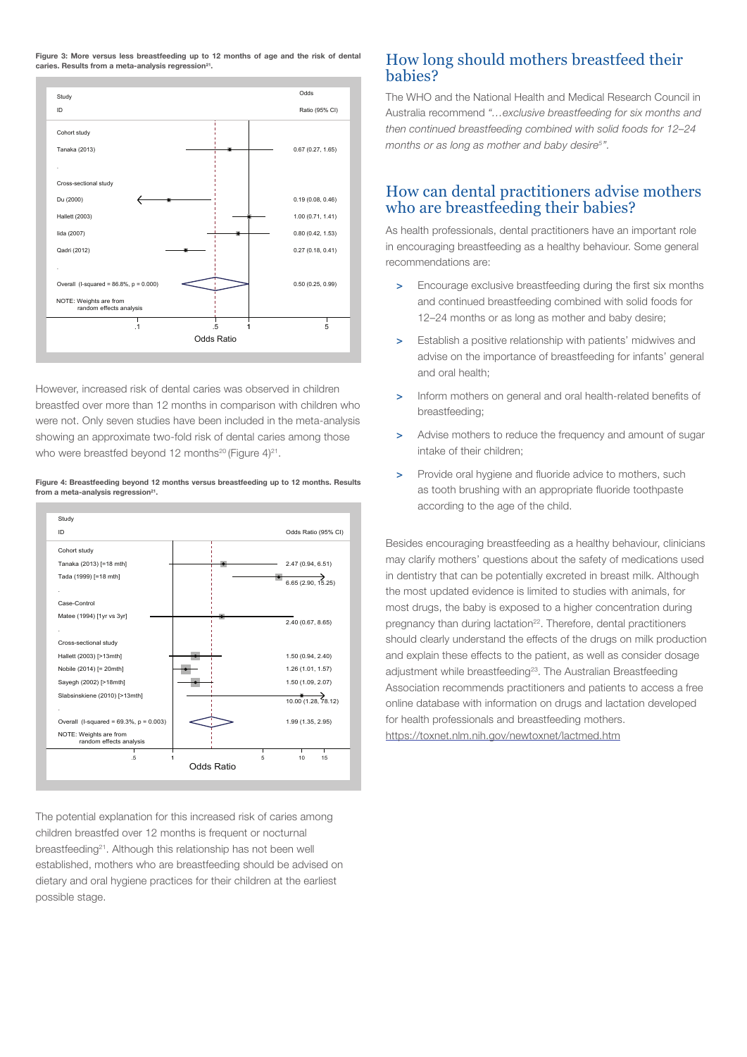**Figure 3: More versus less breastfeeding up to 12 months of age and the risk of dental caries. Results from a meta-analysis regression[21].**

| Study ID | Odds Ratio (95% CI) |
|---|---|
| Cohort study | |
| Tanaka (2013) | 0.67 (0.27, 1.65) |
| Cross-sectional study | |
| Du (2000) | 0.19 (0.08, 0.46) |
| Hallett (2003) | 1.00 (0.71, 1.41) |
| Iida (2007) | 0.80 (0.42, 1.53) |
| Qadri (2012) | 0.27 (0.18, 0.41) |
| Overall (I-squared = 86.8%, p = 0.000) | 0.50 (0.25, 0.99) |

NOTE: Weights are from random effects analysis

However, increased risk of dental caries was observed in children breastfed over more than 12 months in comparison with children who were not. Only seven studies have been included in the meta-analysis showing an approximate two-fold risk of dental caries among those who were breastfed beyond 12 months[20] (Figure 4)[21].

**Figure 4: Breastfeeding beyond 12 months versus breastfeeding up to 12 months. Results from a meta-analysis regression[21].**

| Study ID | Odds Ratio (95% CI) |
|---|---|
| Cohort study | |
| Tanaka (2013) [=18 mth] | 2.47 (0.94, 6.51) |
| Tada (1999) [=18 mth] | 6.65 (2.90, 15.25) |
| Case-Control | |
| Matee (1994) [1yr vs 3yr] | 2.40 (0.67, 8.65) |
| Cross-sectional study | |
| Hallett (2003) [>13mth] | 1.50 (0.94, 2.40) |
| Nobile (2014) [= 20mth] | 1.26 (1.01, 1.57) |
| Sayegh (2002) [>18mth] | 1.50 (1.09, 2.07) |
| Slabsinskiene (2010) [>13mth] | 10.00 (1.28, 78.12) |
| Overall (I-squared = 69.3%, p = 0.003) | 1.99 (1.35, 2.95) |

NOTE: Weights are from random effects analysis

The potential explanation for this increased risk of caries among children breastfed over 12 months is frequent or nocturnal breastfeeding[21]. Although this relationship has not been well established, mothers who are breastfeeding should be advised on dietary and oral hygiene practices for their children at the earliest possible stage.

## How long should mothers breastfeed their babies?

The WHO and the National Health and Medical Research Council in Australia recommend *"…exclusive breastfeeding for six months and then continued breastfeeding combined with solid foods for 12–24 months or as long as mother and baby desire[5]"*.

## How can dental practitioners advise mothers who are breastfeeding their babies?

As health professionals, dental practitioners have an important role in encouraging breastfeeding as a healthy behaviour. Some general recommendations are:

- Encourage exclusive breastfeeding during the first six months and continued breastfeeding combined with solid foods for 12–24 months or as long as mother and baby desire;
- Establish a positive relationship with patients' midwives and advise on the importance of breastfeeding for infants' general and oral health;
- Inform mothers on general and oral health-related benefits of breastfeeding;
- Advise mothers to reduce the frequency and amount of sugar intake of their children;
- Provide oral hygiene and fluoride advice to mothers, such as tooth brushing with an appropriate fluoride toothpaste according to the age of the child.

Besides encouraging breastfeeding as a healthy behaviour, clinicians may clarify mothers' questions about the safety of medications used in dentistry that can be potentially excreted in breast milk. Although the most updated evidence is limited to studies with animals, for most drugs, the baby is exposed to a higher concentration during pregnancy than during lactation[22]. Therefore, dental practitioners should clearly understand the effects of the drugs on milk production and explain these effects to the patient, as well as consider dosage adjustment while breastfeeding[23]. The Australian Breastfeeding Association recommends practitioners and patients to access a free online database with information on drugs and lactation developed for health professionals and breastfeeding mothers. https://toxnet.nlm.nih.gov/newtoxnet/lactmed.htm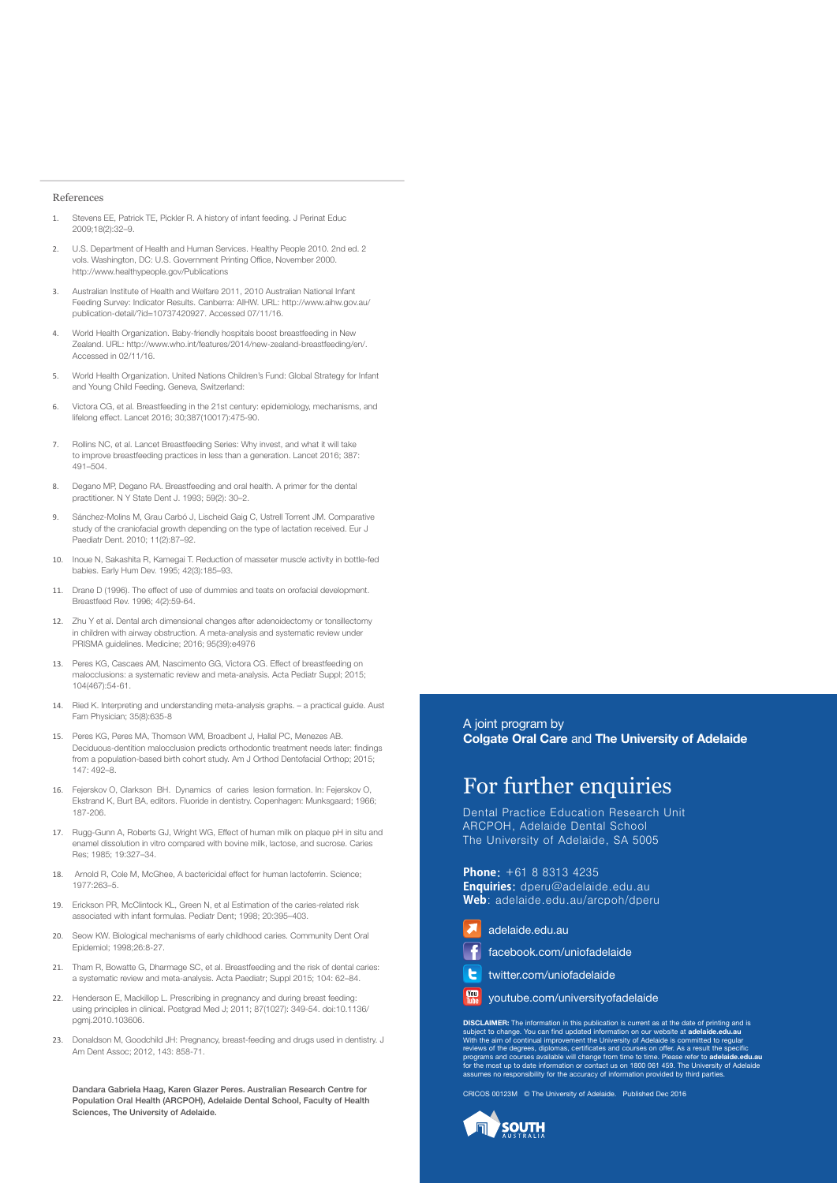## References

1. Stevens EE, Patrick TE, Pickler R. A history of infant feeding. J Perinat Educ 2009;18(2):32–9.
2. U.S. Department of Health and Human Services. Healthy People 2010. 2nd ed. 2 vols. Washington, DC: U.S. Government Printing Office, November 2000. http://www.healthypeople.gov/Publications
3. Australian Institute of Health and Welfare 2011, 2010 Australian National Infant Feeding Survey: Indicator Results. Canberra: AIHW. URL: http://www.aihw.gov.au/publication-detail/?id=10737420927. Accessed 07/11/16.
4. World Health Organization. Baby-friendly hospitals boost breastfeeding in New Zealand. URL: http://www.who.int/features/2014/new-zealand-breastfeeding/en/. Accessed in 02/11/16.
5. World Health Organization. United Nations Children's Fund: Global Strategy for Infant and Young Child Feeding. Geneva, Switzerland:
6. Victora CG, et al. Breastfeeding in the 21st century: epidemiology, mechanisms, and lifelong effect. Lancet 2016; 30;387(10017):475-90.
7. Rollins NC, et al. Lancet Breastfeeding Series: Why invest, and what it will take to improve breastfeeding practices in less than a generation. Lancet 2016; 387: 491–504.
8. Degano MP, Degano RA. Breastfeeding and oral health. A primer for the dental practitioner. N Y State Dent J. 1993; 59(2): 30–2.
9. Sánchez-Molins M, Grau Carbó J, Lischeid Gaig C, Ustrell Torrent JM. Comparative study of the craniofacial growth depending on the type of lactation received. Eur J Paediatr Dent. 2010; 11(2):87–92.
10. Inoue N, Sakashita R, Kamegai T. Reduction of masseter muscle activity in bottle-fed babies. Early Hum Dev. 1995; 42(3):185–93.
11. Drane D (1996). The effect of use of dummies and teats on orofacial development. Breastfeed Rev. 1996; 4(2):59-64.
12. Zhu Y et al. Dental arch dimensional changes after adenoidectomy or tonsillectomy in children with airway obstruction. A meta-analysis and systematic review under PRISMA guidelines. Medicine; 2016; 95(39):e4976
13. Peres KG, Cascaes AM, Nascimento GG, Victora CG. Effect of breastfeeding on malocclusions: a systematic review and meta-analysis. Acta Pediatr Suppl; 2015; 104(467):54-61.
14. Ried K. Interpreting and understanding meta-analysis graphs. – a practical guide. Aust Fam Physician; 35(8):635-8
15. Peres KG, Peres MA, Thomson WM, Broadbent J, Hallal PC, Menezes AB. Deciduous-dentition malocclusion predicts orthodontic treatment needs later: findings from a population-based birth cohort study. Am J Orthod Dentofacial Orthop; 2015; 147: 492–8.
16. Fejerskov O, Clarkson BH. Dynamics of caries lesion formation. In: Fejerskov O, Ekstrand K, Burt BA, editors. Fluoride in dentistry. Copenhagen: Munksgaard; 1966; 187-206.
17. Rugg-Gunn A, Roberts GJ, Wright WG, Effect of human milk on plaque pH in situ and enamel dissolution in vitro compared with bovine milk, lactose, and sucrose. Caries Res; 1985; 19:327–34.
18. Arnold R, Cole M, McGhee, A bactericidal effect for human lactoferrin. Science; 1977:263–5.
19. Erickson PR, McClintock KL, Green N, et al Estimation of the caries-related risk associated with infant formulas. Pediatr Dent; 1998; 20:395–403.
20. Seow KW. Biological mechanisms of early childhood caries. Community Dent Oral Epidemiol; 1998;26:8-27.
21. Tham R, Bowatte G, Dharmage SC, et al. Breastfeeding and the risk of dental caries: a systematic review and meta-analysis. Acta Paediatr; Suppl 2015; 104: 62–84.
22. Henderson E, Mackillop L. Prescribing in pregnancy and during breast feeding: using principles in clinical. Postgrad Med J; 2011; 87(1027): 349-54. doi:10.1136/pgmj.2010.103606.
23. Donaldson M, Goodchild JH: Pregnancy, breast-feeding and drugs used in dentistry. J Am Dent Assoc; 2012, 143: 858-71.

**Dandara Gabriela Haag, Karen Glazer Peres. Australian Research Centre for Population Oral Health (ARCPOH), Adelaide Dental School, Faculty of Health Sciences, The University of Adelaide.**

A joint program by
**Colgate Oral Care** and **The University of Adelaide**

## For further enquiries

Dental Practice Education Research Unit
ARCPOH, Adelaide Dental School
The University of Adelaide, SA 5005

**Phone:** +61 8 8313 4235
**Enquiries:** dperu@adelaide.edu.au
**Web**: adelaide.edu.au/arcpoh/dperu

adelaide.edu.au
facebook.com/uniofadelaide
twitter.com/uniofadelaide
youtube.com/universityofadelaide

**DISCLAIMER:** The information in this publication is current as at the date of printing and is subject to change. You can find updated information on our website at **adelaide.edu.au** With the aim of continual improvement the University of Adelaide is committed to regular reviews of the degrees, diplomas, certificates and courses on offer. As a result the specific programs and courses available will change from time to time. Please refer to **adelaide.edu.au** for the most up to date information or contact us on 1800 061 459. The University of Adelaide assumes no responsibility for the accuracy of information provided by third parties.

CRICOS 00123M © The University of Adelaide. Published Dec 2016